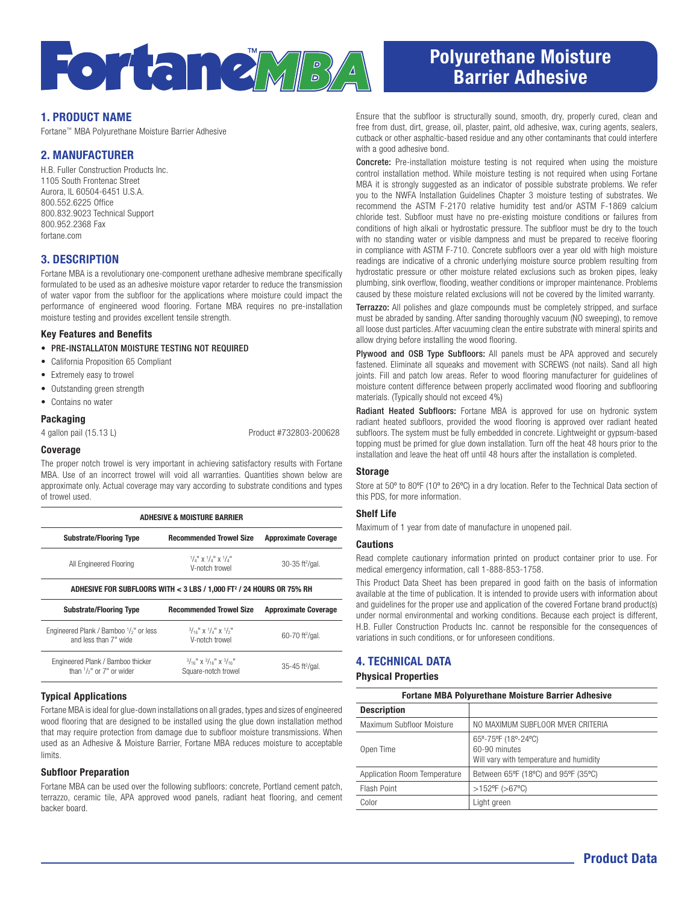# Fortane™ MBA

## Polyurethane Moisture Barrier Adhesive

## 1. PRODUCT NAME

Fortane™ MBA Polyurethane Moisture Barrier Adhesive

## 2. MANUFACTURER

H.B. Fuller Construction Products Inc.
1105 South Frontenac Street
Aurora, IL 60504-6451 U.S.A.
800.552.6225 Office
800.832.9023 Technical Support
800.952.2368 Fax
fortane.com

## 3. DESCRIPTION

Fortane MBA is a revolutionary one-component urethane adhesive membrane specifically formulated to be used as an adhesive moisture vapor retarder to reduce the transmission of water vapor from the subfloor for the applications where moisture could impact the performance of engineered wood flooring. Fortane MBA requires no pre-installation moisture testing and provides excellent tensile strength.

### Key Features and Benefits

- PRE-INSTALLATON MOISTURE TESTING NOT REQUIRED
- California Proposition 65 Compliant
- Extremely easy to trowel
- Outstanding green strength
- Contains no water

### Packaging

4 gallon pail (15.13 L) Product #732803-200628

### Coverage

The proper notch trowel is very important in achieving satisfactory results with Fortane MBA. Use of an incorrect trowel will void all warranties. Quantities shown below are approximate only. Actual coverage may vary according to substrate conditions and types of trowel used.

| ADHESIVE & MOISTURE BARRIER | | |
|---|---|---|
| **Substrate/Flooring Type** | **Recommended Trowel Size** | **Approximate Coverage** |
| All Engineered Flooring | 1/4" x 1/4" x 1/4" V-notch trowel | 30-35 ft²/gal. |
| **ADHESIVE FOR SUBFLOORS WITH < 3 LBS / 1,000 FT² / 24 HOURS OR 75% RH** | | |
| **Substrate/Flooring Type** | **Recommended Trowel Size** | **Approximate Coverage** |
| Engineered Plank / Bamboo 1/2" or less and less than 7" wide | 3/16" x 1/4" x 1/2" V-notch trowel | 60-70 ft²/gal. |
| Engineered Plank / Bamboo thicker than 1/2" or 7" or wider | 3/16" x 3/16" x 3/16" Square-notch trowel | 35-45 ft²/gal. |

### Typical Applications

Fortane MBA is ideal for glue-down installations on all grades, types and sizes of engineered wood flooring that are designed to be installed using the glue down installation method that may require protection from damage due to subfloor moisture transmissions. When used as an Adhesive & Moisture Barrier, Fortane MBA reduces moisture to acceptable limits.

### Subfloor Preparation

Fortane MBA can be used over the following subfloors: concrete, Portland cement patch, terrazzo, ceramic tile, APA approved wood panels, radiant heat flooring, and cement backer board.

Ensure that the subfloor is structurally sound, smooth, dry, properly cured, clean and free from dust, dirt, grease, oil, plaster, paint, old adhesive, wax, curing agents, sealers, cutback or other asphaltic-based residue and any other contaminants that could interfere with a good adhesive bond.

**Concrete:** Pre-installation moisture testing is not required when using the moisture control installation method. While moisture testing is not required when using Fortane MBA it is strongly suggested as an indicator of possible substrate problems. We refer you to the NWFA Installation Guidelines Chapter 3 moisture testing of substrates. We recommend the ASTM F-2170 relative humidity test and/or ASTM F-1869 calcium chloride test. Subfloor must have no pre-existing moisture conditions or failures from conditions of high alkali or hydrostatic pressure. The subfloor must be dry to the touch with no standing water or visible dampness and must be prepared to receive flooring in compliance with ASTM F-710. Concrete subfloors over a year old with high moisture readings are indicative of a chronic underlying moisture source problem resulting from hydrostatic pressure or other moisture related exclusions such as broken pipes, leaky plumbing, sink overflow, flooding, weather conditions or improper maintenance. Problems caused by these moisture related exclusions will not be covered by the limited warranty.

**Terrazzo:** All polishes and glaze compounds must be completely stripped, and surface must be abraded by sanding. After sanding thoroughly vacuum (NO sweeping), to remove all loose dust particles. After vacuuming clean the entire substrate with mineral spirits and allow drying before installing the wood flooring.

**Plywood and OSB Type Subfloors:** All panels must be APA approved and securely fastened. Eliminate all squeaks and movement with SCREWS (not nails). Sand all high joints. Fill and patch low areas. Refer to wood flooring manufacturer for guidelines of moisture content difference between properly acclimated wood flooring and subflooring materials. (Typically should not exceed 4%)

**Radiant Heated Subfloors:** Fortane MBA is approved for use on hydronic system radiant heated subfloors, provided the wood flooring is approved over radiant heated subfloors. The system must be fully embedded in concrete. Lightweight or gypsum-based topping must be primed for glue down installation. Turn off the heat 48 hours prior to the installation and leave the heat off until 48 hours after the installation is completed.

### Storage

Store at 50º to 80ºF (10º to 26ºC) in a dry location. Refer to the Technical Data section of this PDS, for more information.

### Shelf Life

Maximum of 1 year from date of manufacture in unopened pail.

### Cautions

Read complete cautionary information printed on product container prior to use. For medical emergency information, call 1-888-853-1758.

This Product Data Sheet has been prepared in good faith on the basis of information available at the time of publication. It is intended to provide users with information about and guidelines for the proper use and application of the covered Fortane brand product(s) under normal environmental and working conditions. Because each project is different, H.B. Fuller Construction Products Inc. cannot be responsible for the consequences of variations in such conditions, or for unforeseen conditions.

## 4. TECHNICAL DATA

### Physical Properties

| Fortane MBA Polyurethane Moisture Barrier Adhesive | |
|---|---|
| **Description** | |
| Maximum Subfloor Moisture | NO MAXIMUM SUBFLOOR MVER CRITERIA |
| Open Time | 65º-75ºF (18º-24ºC)<br>60-90 minutes<br>Will vary with temperature and humidity |
| Application Room Temperature | Between 65ºF (18ºC) and 95ºF (35ºC) |
| Flash Point | >152ºF (>67ºC) |
| Color | Light green |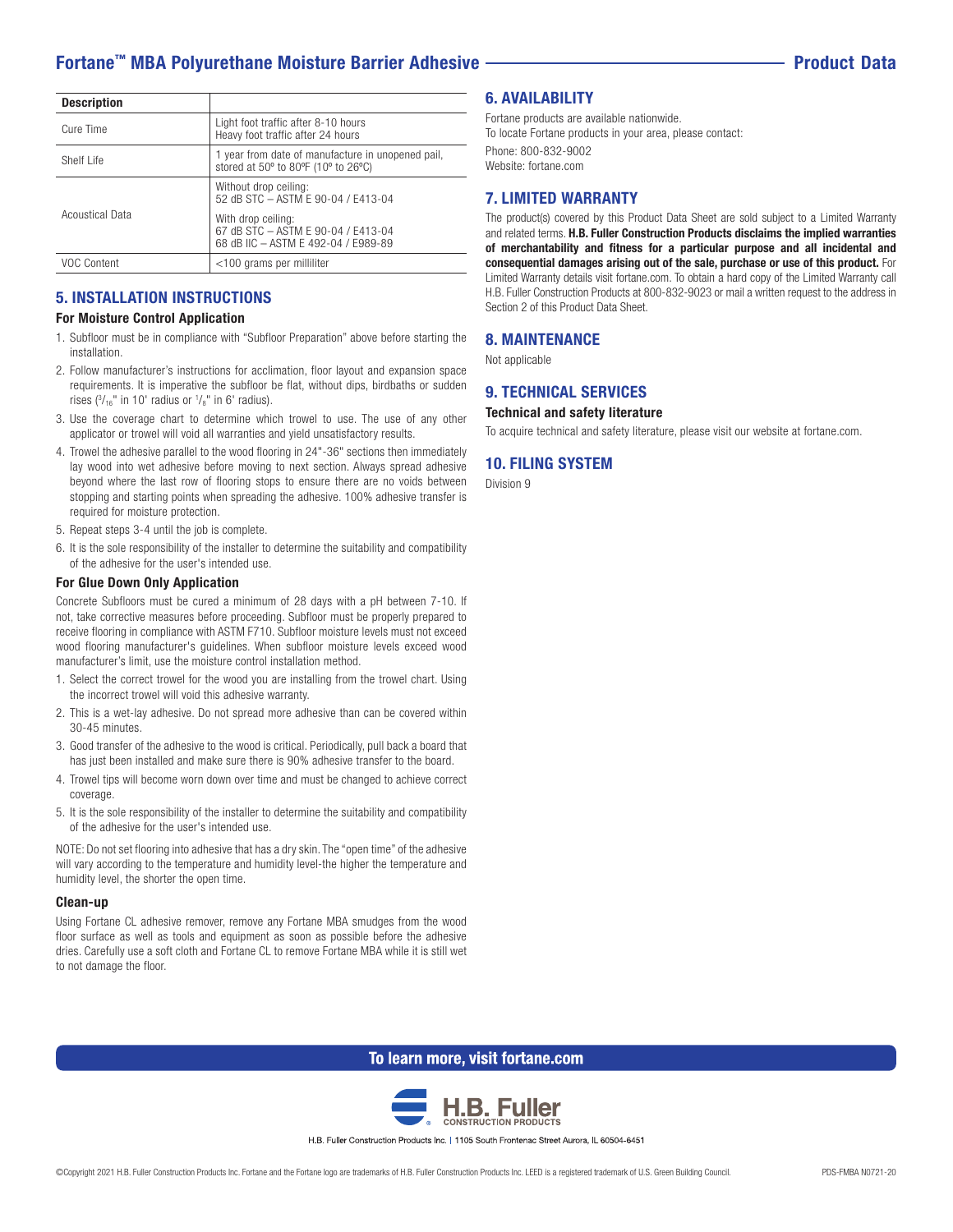| Description | |
|---|---|
| Cure Time | Light foot traffic after 8-10 hours<br>Heavy foot traffic after 24 hours |
| Shelf Life | 1 year from date of manufacture in unopened pail, stored at 50º to 80ºF (10º to 26ºC) |
| Acoustical Data | Without drop ceiling:<br>52 dB STC – ASTM E 90-04 / E413-04<br>With drop ceiling:<br>67 dB STC – ASTM E 90-04 / E413-04<br>68 dB IIC – ASTM E 492-04 / E989-89 |
| VOC Content | <100 grams per milliliter |

## 5. INSTALLATION INSTRUCTIONS

### For Moisture Control Application

1. Subfloor must be in compliance with "Subfloor Preparation" above before starting the installation.
2. Follow manufacturer's instructions for acclimation, floor layout and expansion space requirements. It is imperative the subfloor be flat, without dips, birdbaths or sudden rises (3/16" in 10' radius or 1/8" in 6' radius).
3. Use the coverage chart to determine which trowel to use. The use of any other applicator or trowel will void all warranties and yield unsatisfactory results.
4. Trowel the adhesive parallel to the wood flooring in 24"-36" sections then immediately lay wood into wet adhesive before moving to next section. Always spread adhesive beyond where the last row of flooring stops to ensure there are no voids between stopping and starting points when spreading the adhesive. 100% adhesive transfer is required for moisture protection.
5. Repeat steps 3-4 until the job is complete.
6. It is the sole responsibility of the installer to determine the suitability and compatibility of the adhesive for the user's intended use.

### For Glue Down Only Application

Concrete Subfloors must be cured a minimum of 28 days with a pH between 7-10. If not, take corrective measures before proceeding. Subfloor must be properly prepared to receive flooring in compliance with ASTM F710. Subfloor moisture levels must not exceed wood flooring manufacturer's guidelines. When subfloor moisture levels exceed wood manufacturer's limit, use the moisture control installation method.

1. Select the correct trowel for the wood you are installing from the trowel chart. Using the incorrect trowel will void this adhesive warranty.
2. This is a wet-lay adhesive. Do not spread more adhesive than can be covered within 30-45 minutes.
3. Good transfer of the adhesive to the wood is critical. Periodically, pull back a board that has just been installed and make sure there is 90% adhesive transfer to the board.
4. Trowel tips will become worn down over time and must be changed to achieve correct coverage.
5. It is the sole responsibility of the installer to determine the suitability and compatibility of the adhesive for the user's intended use.

NOTE: Do not set flooring into adhesive that has a dry skin. The "open time" of the adhesive will vary according to the temperature and humidity level-the higher the temperature and humidity level, the shorter the open time.

### Clean-up

Using Fortane CL adhesive remover, remove any Fortane MBA smudges from the wood floor surface as well as tools and equipment as soon as possible before the adhesive dries. Carefully use a soft cloth and Fortane CL to remove Fortane MBA while it is still wet to not damage the floor.

## 6. AVAILABILITY

Fortane products are available nationwide.
To locate Fortane products in your area, please contact:

Phone: 800-832-9002
Website: fortane.com

## 7. LIMITED WARRANTY

The product(s) covered by this Product Data Sheet are sold subject to a Limited Warranty and related terms. **H.B. Fuller Construction Products disclaims the implied warranties of merchantability and fitness for a particular purpose and all incidental and consequential damages arising out of the sale, purchase or use of this product.** For Limited Warranty details visit fortane.com. To obtain a hard copy of the Limited Warranty call H.B. Fuller Construction Products at 800-832-9023 or mail a written request to the address in Section 2 of this Product Data Sheet.

## 8. MAINTENANCE

Not applicable

## 9. TECHNICAL SERVICES

### Technical and safety literature

To acquire technical and safety literature, please visit our website at fortane.com.

## 10. FILING SYSTEM

Division 9

**To learn more, visit fortane.com**

H.B. Fuller CONSTRUCTION PRODUCTS

H.B. Fuller Construction Products Inc. | 1105 South Frontenac Street Aurora, IL 60504-6451

©Copyright 2021 H.B. Fuller Construction Products Inc. Fortane and the Fortane logo are trademarks of H.B. Fuller Construction Products Inc. LEED is a registered trademark of U.S. Green Building Council.

PDS-FMBA N0721-20